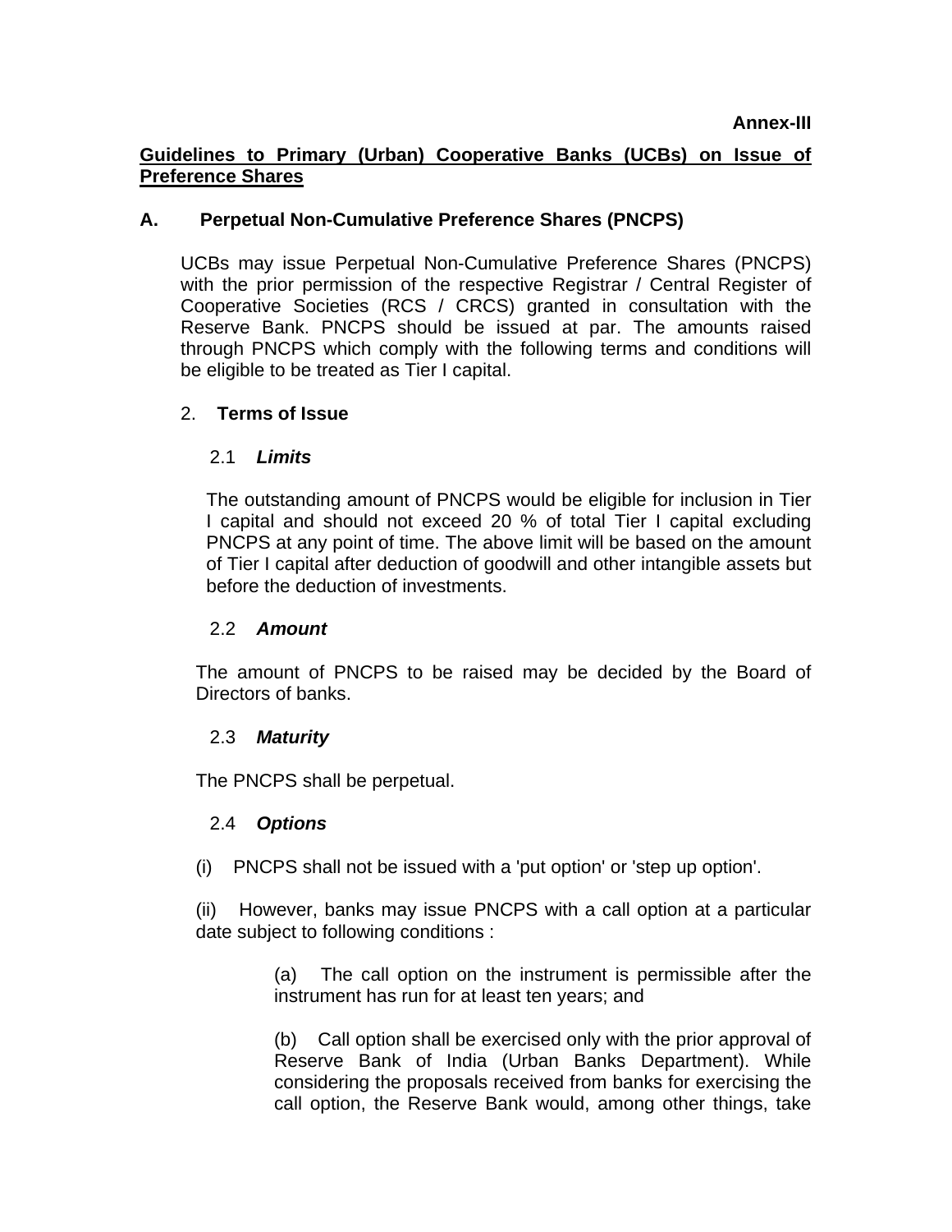**Annex-III**

**Guidelines to Primary (Urban) Cooperative Banks (UCBs) on Issue of Preference Shares**

## A. Perpetual Non-Cumulative Preference Shares (PNCPS)

UCBs may issue Perpetual Non-Cumulative Preference Shares (PNCPS) with the prior permission of the respective Registrar / Central Register of Cooperative Societies (RCS / CRCS) granted in consultation with the Reserve Bank. PNCPS should be issued at par. The amounts raised through PNCPS which comply with the following terms and conditions will be eligible to be treated as Tier I capital.

### 2. Terms of Issue

#### 2.1 *Limits*

The outstanding amount of PNCPS would be eligible for inclusion in Tier I capital and should not exceed 20 % of total Tier I capital excluding PNCPS at any point of time. The above limit will be based on the amount of Tier I capital after deduction of goodwill and other intangible assets but before the deduction of investments.

#### 2.2 *Amount*

The amount of PNCPS to be raised may be decided by the Board of Directors of banks.

#### 2.3 *Maturity*

The PNCPS shall be perpetual.

#### 2.4 *Options*

(i) PNCPS shall not be issued with a 'put option' or 'step up option'.

(ii) However, banks may issue PNCPS with a call option at a particular date subject to following conditions :

> (a) The call option on the instrument is permissible after the instrument has run for at least ten years; and
>
> (b) Call option shall be exercised only with the prior approval of Reserve Bank of India (Urban Banks Department). While considering the proposals received from banks for exercising the call option, the Reserve Bank would, among other things, take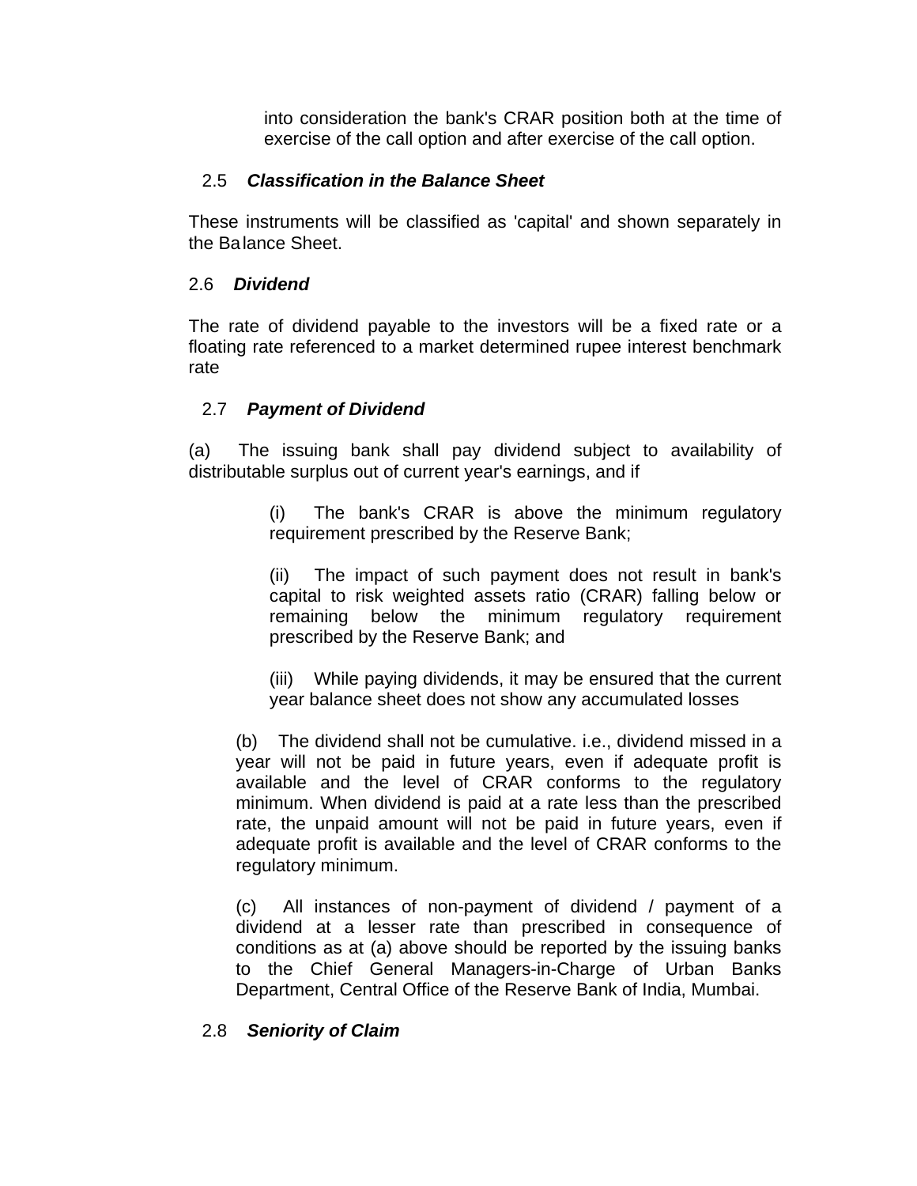into consideration the bank's CRAR position both at the time of exercise of the call option and after exercise of the call option.

### 2.5 *Classification in the Balance Sheet*

These instruments will be classified as 'capital' and shown separately in the Balance Sheet.

### 2.6 *Dividend*

The rate of dividend payable to the investors will be a fixed rate or a floating rate referenced to a market determined rupee interest benchmark rate

### 2.7 *Payment of Dividend*

(a) The issuing bank shall pay dividend subject to availability of distributable surplus out of current year's earnings, and if

> (i) The bank's CRAR is above the minimum regulatory requirement prescribed by the Reserve Bank;
>
> (ii) The impact of such payment does not result in bank's capital to risk weighted assets ratio (CRAR) falling below or remaining below the minimum regulatory requirement prescribed by the Reserve Bank; and
>
> (iii) While paying dividends, it may be ensured that the current year balance sheet does not show any accumulated losses

(b) The dividend shall not be cumulative. i.e., dividend missed in a year will not be paid in future years, even if adequate profit is available and the level of CRAR conforms to the regulatory minimum. When dividend is paid at a rate less than the prescribed rate, the unpaid amount will not be paid in future years, even if adequate profit is available and the level of CRAR conforms to the regulatory minimum.

(c) All instances of non-payment of dividend / payment of a dividend at a lesser rate than prescribed in consequence of conditions as at (a) above should be reported by the issuing banks to the Chief General Managers-in-Charge of Urban Banks Department, Central Office of the Reserve Bank of India, Mumbai.

### 2.8 *Seniority of Claim*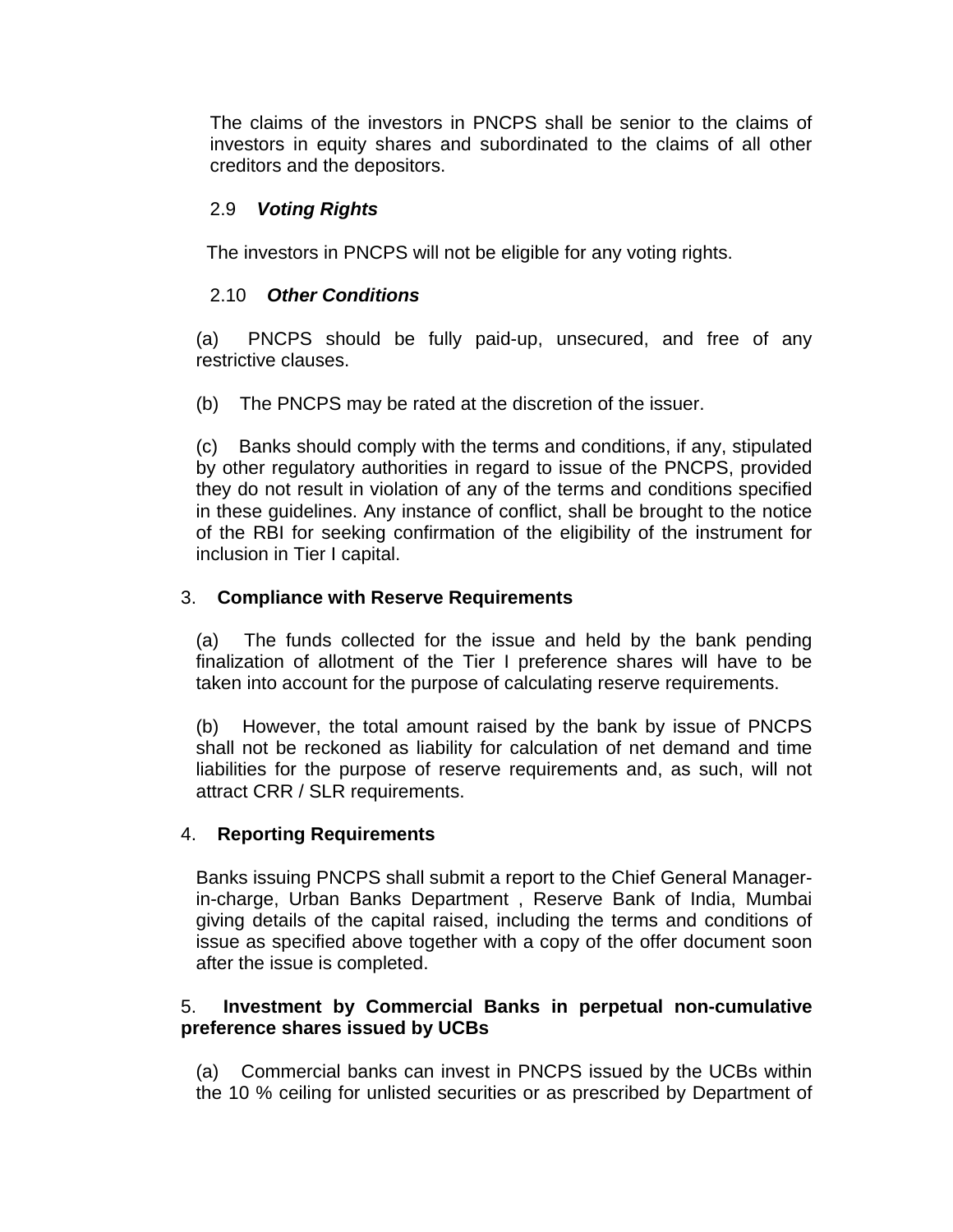The claims of the investors in PNCPS shall be senior to the claims of investors in equity shares and subordinated to the claims of all other creditors and the depositors.

### 2.9 ***Voting Rights***

The investors in PNCPS will not be eligible for any voting rights.

### 2.10 ***Other Conditions***

(a) PNCPS should be fully paid-up, unsecured, and free of any restrictive clauses.

(b) The PNCPS may be rated at the discretion of the issuer.

(c) Banks should comply with the terms and conditions, if any, stipulated by other regulatory authorities in regard to issue of the PNCPS, provided they do not result in violation of any of the terms and conditions specified in these guidelines. Any instance of conflict, shall be brought to the notice of the RBI for seeking confirmation of the eligibility of the instrument for inclusion in Tier I capital.

## 3. **Compliance with Reserve Requirements**

(a) The funds collected for the issue and held by the bank pending finalization of allotment of the Tier I preference shares will have to be taken into account for the purpose of calculating reserve requirements.

(b) However, the total amount raised by the bank by issue of PNCPS shall not be reckoned as liability for calculation of net demand and time liabilities for the purpose of reserve requirements and, as such, will not attract CRR / SLR requirements.

## 4. **Reporting Requirements**

Banks issuing PNCPS shall submit a report to the Chief General Manager-in-charge, Urban Banks Department , Reserve Bank of India, Mumbai giving details of the capital raised, including the terms and conditions of issue as specified above together with a copy of the offer document soon after the issue is completed.

## 5. **Investment by Commercial Banks in perpetual non-cumulative preference shares issued by UCBs**

(a) Commercial banks can invest in PNCPS issued by the UCBs within the 10 % ceiling for unlisted securities or as prescribed by Department of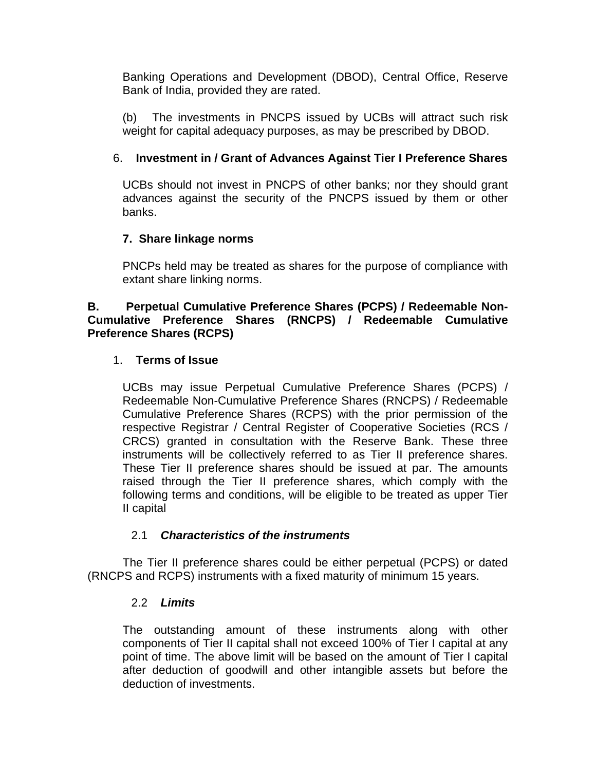Banking Operations and Development (DBOD), Central Office, Reserve Bank of India, provided they are rated.

(b) The investments in PNCPS issued by UCBs will attract such risk weight for capital adequacy purposes, as may be prescribed by DBOD.

6. **Investment in / Grant of Advances Against Tier I Preference Shares**

UCBs should not invest in PNCPS of other banks; nor they should grant advances against the security of the PNCPS issued by them or other banks.

**7. Share linkage norms**

PNCPs held may be treated as shares for the purpose of compliance with extant share linking norms.

**B. Perpetual Cumulative Preference Shares (PCPS) / Redeemable Non-Cumulative Preference Shares (RNCPS) / Redeemable Cumulative Preference Shares (RCPS)**

1. **Terms of Issue**

UCBs may issue Perpetual Cumulative Preference Shares (PCPS) / Redeemable Non-Cumulative Preference Shares (RNCPS) / Redeemable Cumulative Preference Shares (RCPS) with the prior permission of the respective Registrar / Central Register of Cooperative Societies (RCS / CRCS) granted in consultation with the Reserve Bank. These three instruments will be collectively referred to as Tier II preference shares. These Tier II preference shares should be issued at par. The amounts raised through the Tier II preference shares, which comply with the following terms and conditions, will be eligible to be treated as upper Tier II capital

2.1 ***Characteristics of the instruments***

The Tier II preference shares could be either perpetual (PCPS) or dated (RNCPS and RCPS) instruments with a fixed maturity of minimum 15 years.

2.2 ***Limits***

The outstanding amount of these instruments along with other components of Tier II capital shall not exceed 100% of Tier I capital at any point of time. The above limit will be based on the amount of Tier I capital after deduction of goodwill and other intangible assets but before the deduction of investments.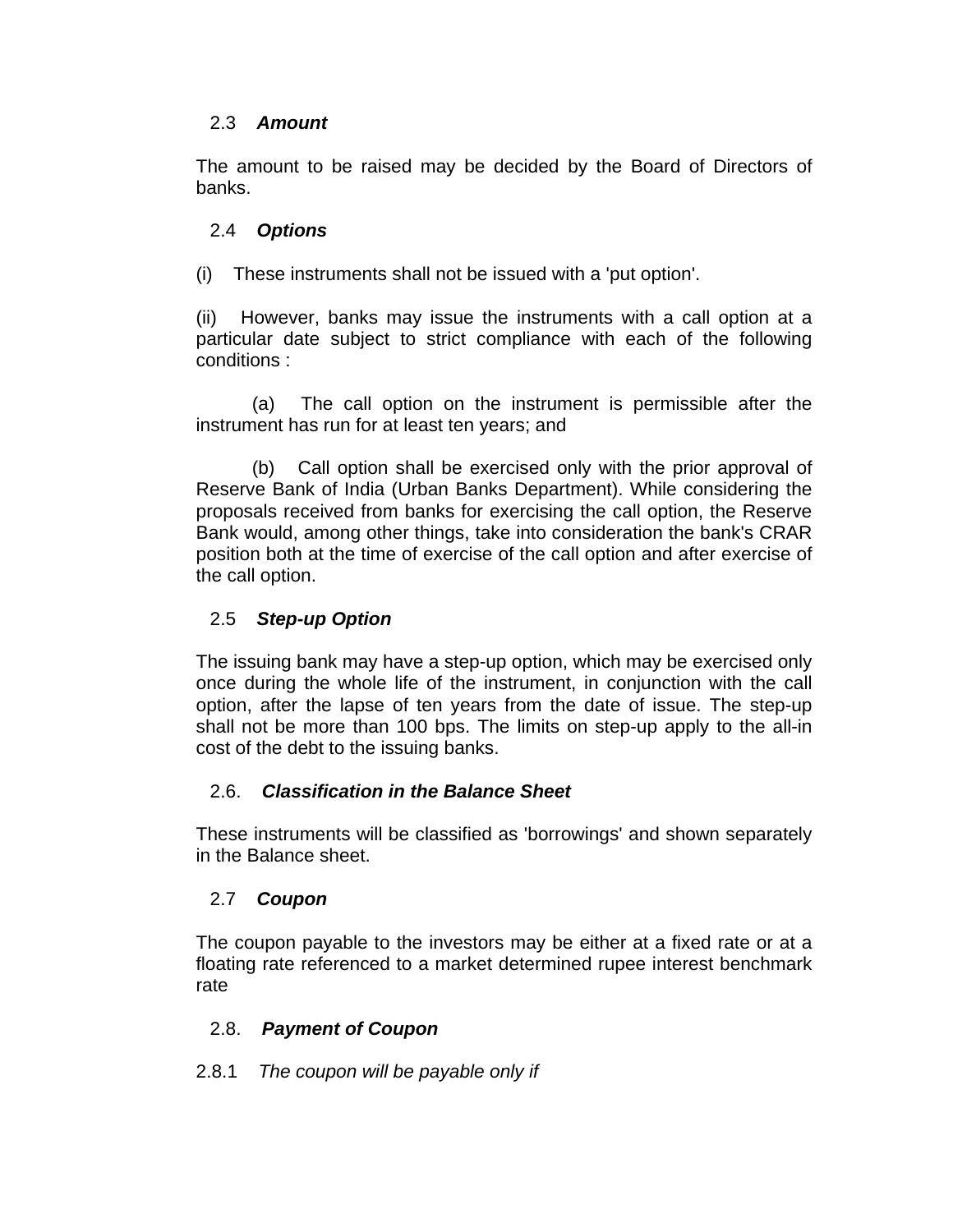### 2.3 *Amount*

The amount to be raised may be decided by the Board of Directors of banks.

### 2.4 *Options*

(i) These instruments shall not be issued with a 'put option'.

(ii) However, banks may issue the instruments with a call option at a particular date subject to strict compliance with each of the following conditions :

(a) The call option on the instrument is permissible after the instrument has run for at least ten years; and

(b) Call option shall be exercised only with the prior approval of Reserve Bank of India (Urban Banks Department). While considering the proposals received from banks for exercising the call option, the Reserve Bank would, among other things, take into consideration the bank's CRAR position both at the time of exercise of the call option and after exercise of the call option.

### 2.5 *Step-up Option*

The issuing bank may have a step-up option, which may be exercised only once during the whole life of the instrument, in conjunction with the call option, after the lapse of ten years from the date of issue. The step-up shall not be more than 100 bps. The limits on step-up apply to the all-in cost of the debt to the issuing banks.

### 2.6. *Classification in the Balance Sheet*

These instruments will be classified as 'borrowings' and shown separately in the Balance sheet.

### 2.7 *Coupon*

The coupon payable to the investors may be either at a fixed rate or at a floating rate referenced to a market determined rupee interest benchmark rate

### 2.8. *Payment of Coupon*

2.8.1 *The coupon will be payable only if*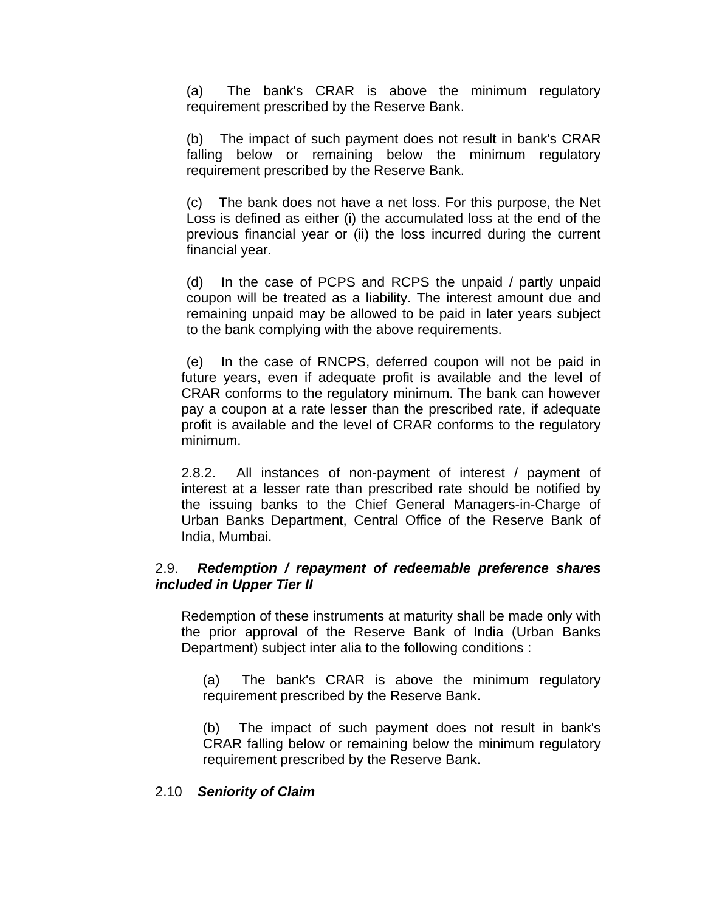(a) The bank's CRAR is above the minimum regulatory requirement prescribed by the Reserve Bank.

(b) The impact of such payment does not result in bank's CRAR falling below or remaining below the minimum regulatory requirement prescribed by the Reserve Bank.

(c) The bank does not have a net loss. For this purpose, the Net Loss is defined as either (i) the accumulated loss at the end of the previous financial year or (ii) the loss incurred during the current financial year.

(d) In the case of PCPS and RCPS the unpaid / partly unpaid coupon will be treated as a liability. The interest amount due and remaining unpaid may be allowed to be paid in later years subject to the bank complying with the above requirements.

(e) In the case of RNCPS, deferred coupon will not be paid in future years, even if adequate profit is available and the level of CRAR conforms to the regulatory minimum. The bank can however pay a coupon at a rate lesser than the prescribed rate, if adequate profit is available and the level of CRAR conforms to the regulatory minimum.

2.8.2. All instances of non-payment of interest / payment of interest at a lesser rate than prescribed rate should be notified by the issuing banks to the Chief General Managers-in-Charge of Urban Banks Department, Central Office of the Reserve Bank of India, Mumbai.

### 2.9. ***Redemption / repayment of redeemable preference shares included in Upper Tier II***

Redemption of these instruments at maturity shall be made only with the prior approval of the Reserve Bank of India (Urban Banks Department) subject inter alia to the following conditions :

(a) The bank's CRAR is above the minimum regulatory requirement prescribed by the Reserve Bank.

(b) The impact of such payment does not result in bank's CRAR falling below or remaining below the minimum regulatory requirement prescribed by the Reserve Bank.

### 2.10 ***Seniority of Claim***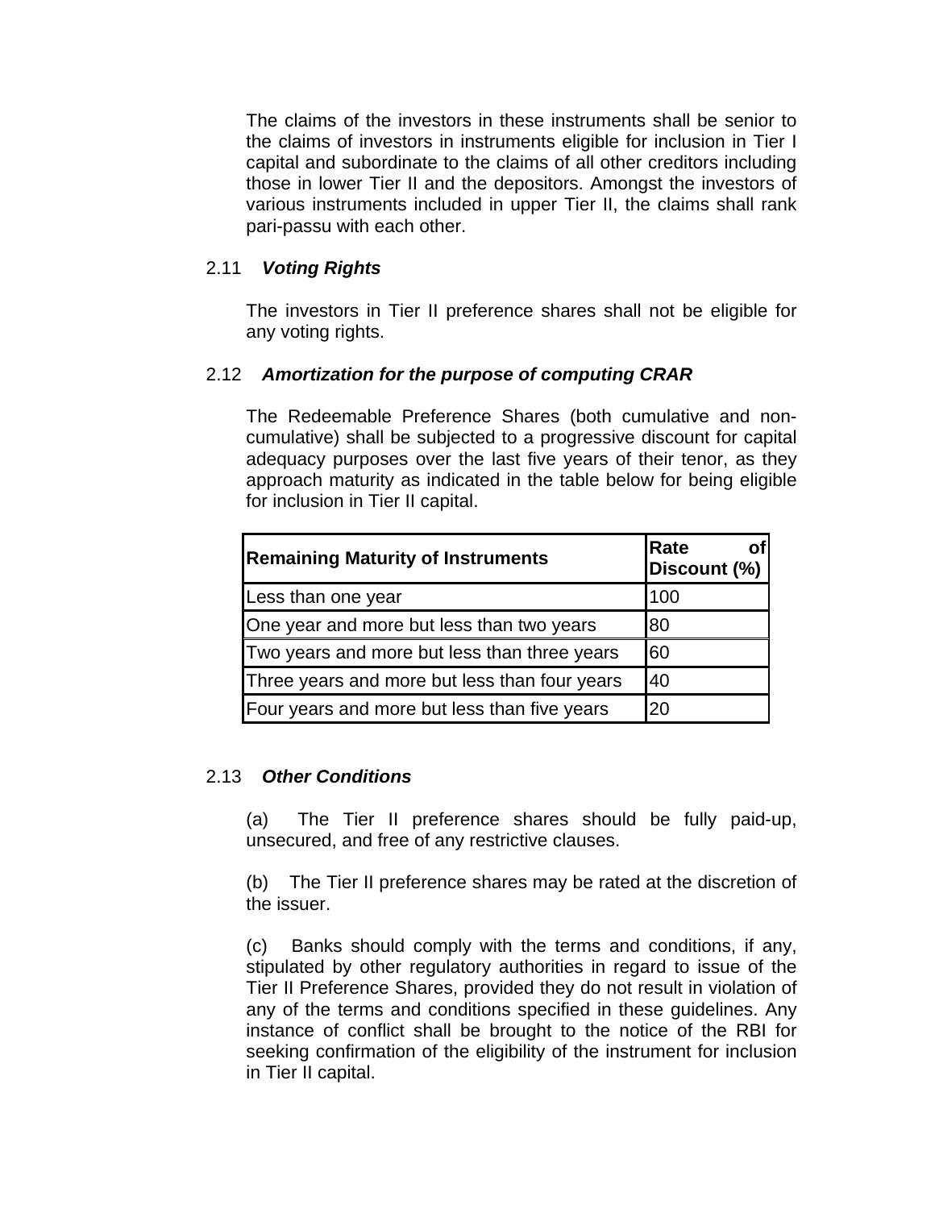The claims of the investors in these instruments shall be senior to the claims of investors in instruments eligible for inclusion in Tier I capital and subordinate to the claims of all other creditors including those in lower Tier II and the depositors. Amongst the investors of various instruments included in upper Tier II, the claims shall rank pari-passu with each other.

## 2.11 *Voting Rights*

The investors in Tier II preference shares shall not be eligible for any voting rights.

## 2.12 *Amortization for the purpose of computing CRAR*

The Redeemable Preference Shares (both cumulative and non-cumulative) shall be subjected to a progressive discount for capital adequacy purposes over the last five years of their tenor, as they approach maturity as indicated in the table below for being eligible for inclusion in Tier II capital.

| **Remaining Maturity of Instruments** | **Rate of Discount (%)** |
| --- | --- |
| Less than one year | 100 |
| One year and more but less than two years | 80 |
| Two years and more but less than three years | 60 |
| Three years and more but less than four years | 40 |
| Four years and more but less than five years | 20 |

## 2.13 *Other Conditions*

(a) The Tier II preference shares should be fully paid-up, unsecured, and free of any restrictive clauses.

(b) The Tier II preference shares may be rated at the discretion of the issuer.

(c) Banks should comply with the terms and conditions, if any, stipulated by other regulatory authorities in regard to issue of the Tier II Preference Shares, provided they do not result in violation of any of the terms and conditions specified in these guidelines. Any instance of conflict shall be brought to the notice of the RBI for seeking confirmation of the eligibility of the instrument for inclusion in Tier II capital.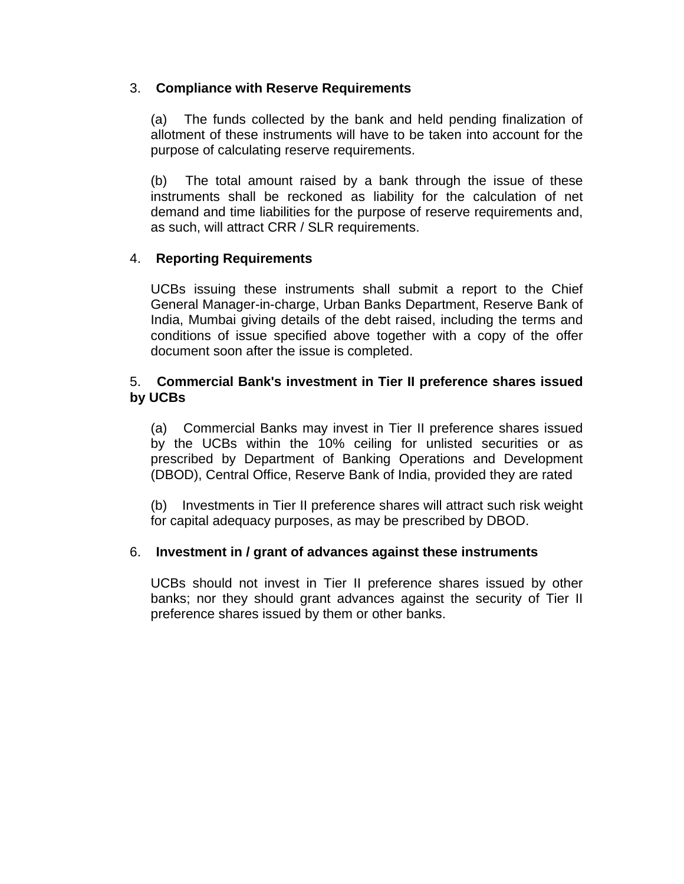3. **Compliance with Reserve Requirements**

(a) The funds collected by the bank and held pending finalization of allotment of these instruments will have to be taken into account for the purpose of calculating reserve requirements.

(b) The total amount raised by a bank through the issue of these instruments shall be reckoned as liability for the calculation of net demand and time liabilities for the purpose of reserve requirements and, as such, will attract CRR / SLR requirements.

4. **Reporting Requirements**

UCBs issuing these instruments shall submit a report to the Chief General Manager-in-charge, Urban Banks Department, Reserve Bank of India, Mumbai giving details of the debt raised, including the terms and conditions of issue specified above together with a copy of the offer document soon after the issue is completed.

5. **Commercial Bank's investment in Tier II preference shares issued by UCBs**

(a) Commercial Banks may invest in Tier II preference shares issued by the UCBs within the 10% ceiling for unlisted securities or as prescribed by Department of Banking Operations and Development (DBOD), Central Office, Reserve Bank of India, provided they are rated

(b) Investments in Tier II preference shares will attract such risk weight for capital adequacy purposes, as may be prescribed by DBOD.

6. **Investment in / grant of advances against these instruments**

UCBs should not invest in Tier II preference shares issued by other banks; nor they should grant advances against the security of Tier II preference shares issued by them or other banks.